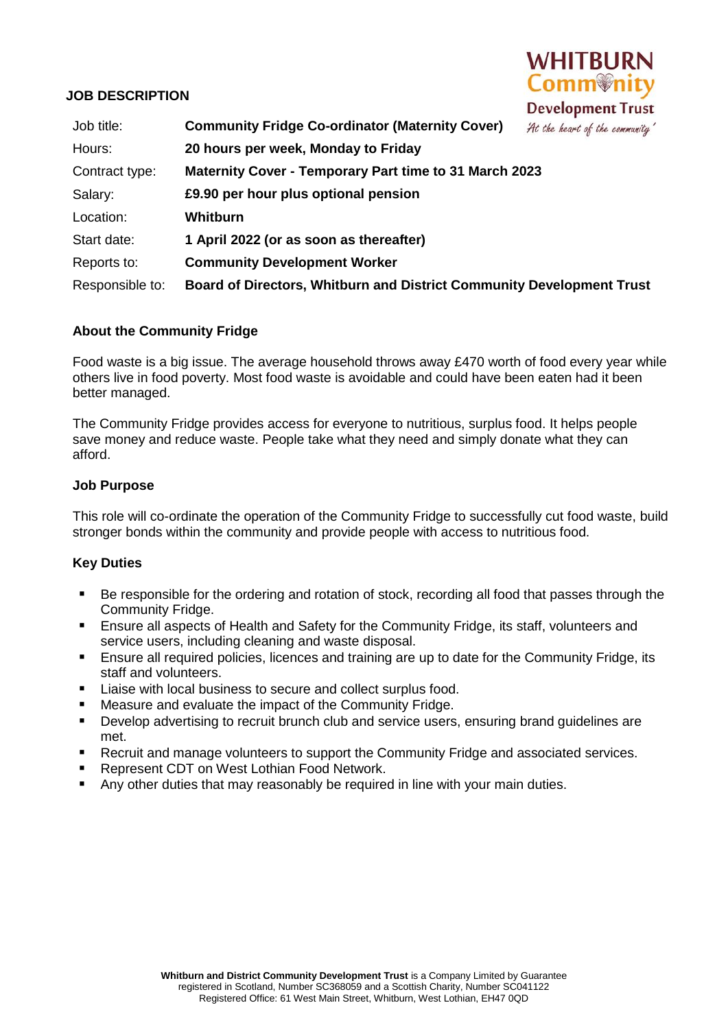# JOB DESCRIPTION

| | |
|---|---|
| Job title: | **Community Fridge Co-ordinator (Maternity Cover)** |
| Hours: | **20 hours per week, Monday to Friday** |
| Contract type: | **Maternity Cover - Temporary Part time to 31 March 2023** |
| Salary: | **£9.90 per hour plus optional pension** |
| Location: | **Whitburn** |
| Start date: | **1 April 2022 (or as soon as thereafter)** |
| Reports to: | **Community Development Worker** |
| Responsible to: | **Board of Directors, Whitburn and District Community Development Trust** |

## About the Community Fridge

Food waste is a big issue. The average household throws away £470 worth of food every year while others live in food poverty. Most food waste is avoidable and could have been eaten had it been better managed.

The Community Fridge provides access for everyone to nutritious, surplus food. It helps people save money and reduce waste. People take what they need and simply donate what they can afford.

## Job Purpose

This role will co-ordinate the operation of the Community Fridge to successfully cut food waste, build stronger bonds within the community and provide people with access to nutritious food.

## Key Duties

- Be responsible for the ordering and rotation of stock, recording all food that passes through the Community Fridge.
- Ensure all aspects of Health and Safety for the Community Fridge, its staff, volunteers and service users, including cleaning and waste disposal.
- Ensure all required policies, licences and training are up to date for the Community Fridge, its staff and volunteers.
- Liaise with local business to secure and collect surplus food.
- Measure and evaluate the impact of the Community Fridge.
- Develop advertising to recruit brunch club and service users, ensuring brand guidelines are met.
- Recruit and manage volunteers to support the Community Fridge and associated services.
- Represent CDT on West Lothian Food Network.
- Any other duties that may reasonably be required in line with your main duties.

**Whitburn and District Community Development Trust** is a Company Limited by Guarantee registered in Scotland, Number SC368059 and a Scottish Charity, Number SC041122
Registered Office: 61 West Main Street, Whitburn, West Lothian, EH47 0QD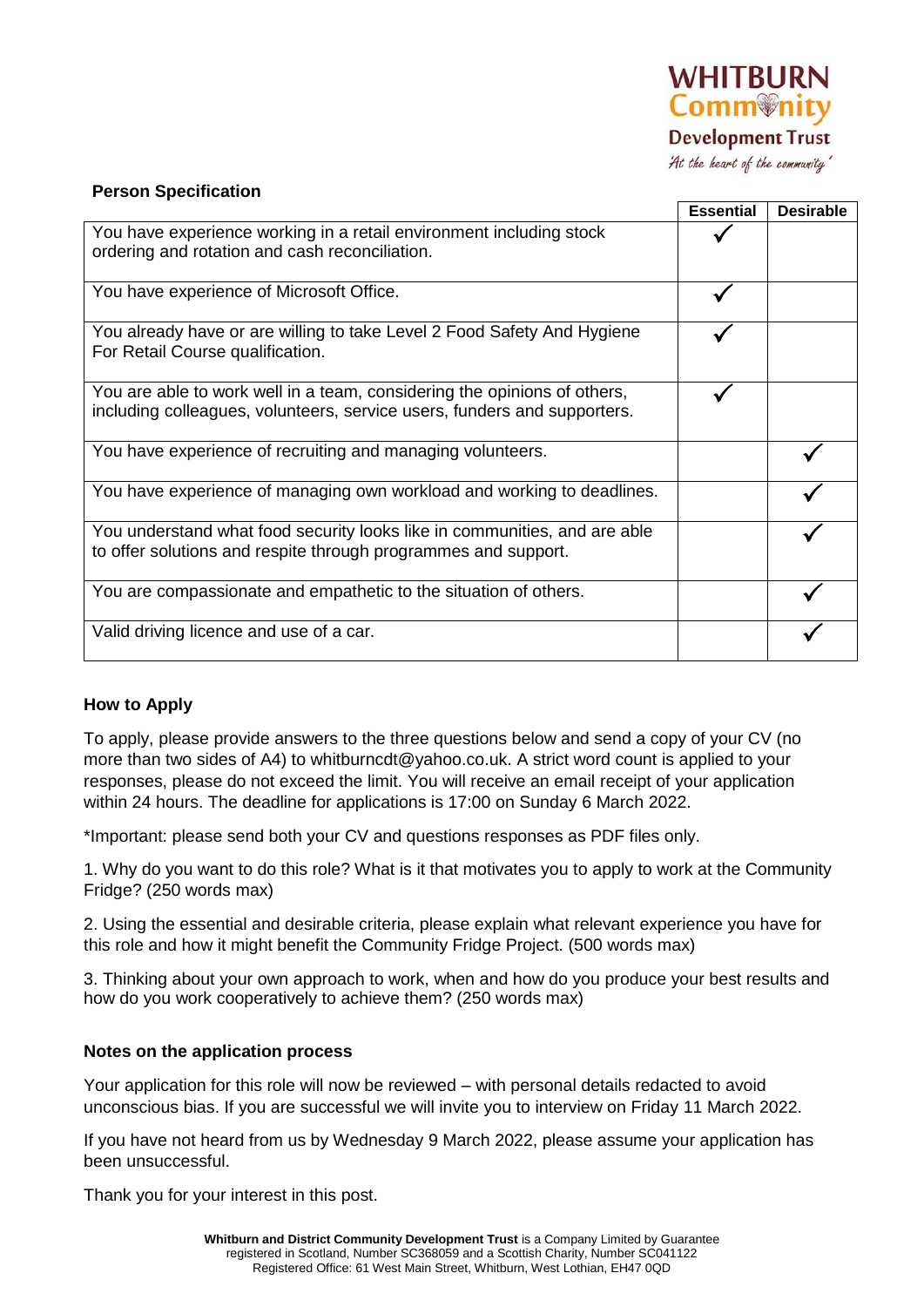WHITBURN Community Development Trust
'At the heart of the community'

**Person Specification**

| | Essential | Desirable |
|---|---|---|
| You have experience working in a retail environment including stock ordering and rotation and cash reconciliation. | ✓ | |
| You have experience of Microsoft Office. | ✓ | |
| You already have or are willing to take Level 2 Food Safety And Hygiene For Retail Course qualification. | ✓ | |
| You are able to work well in a team, considering the opinions of others, including colleagues, volunteers, service users, funders and supporters. | ✓ | |
| You have experience of recruiting and managing volunteers. | | ✓ |
| You have experience of managing own workload and working to deadlines. | | ✓ |
| You understand what food security looks like in communities, and are able to offer solutions and respite through programmes and support. | | ✓ |
| You are compassionate and empathetic to the situation of others. | | ✓ |
| Valid driving licence and use of a car. | | ✓ |

**How to Apply**

To apply, please provide answers to the three questions below and send a copy of your CV (no more than two sides of A4) to whitburncdt@yahoo.co.uk. A strict word count is applied to your responses, please do not exceed the limit. You will receive an email receipt of your application within 24 hours. The deadline for applications is 17:00 on Sunday 6 March 2022.

*Important: please send both your CV and questions responses as PDF files only.

1. Why do you want to do this role? What is it that motivates you to apply to work at the Community Fridge? (250 words max)

2. Using the essential and desirable criteria, please explain what relevant experience you have for this role and how it might benefit the Community Fridge Project. (500 words max)

3. Thinking about your own approach to work, when and how do you produce your best results and how do you work cooperatively to achieve them? (250 words max)

**Notes on the application process**

Your application for this role will now be reviewed – with personal details redacted to avoid unconscious bias. If you are successful we will invite you to interview on Friday 11 March 2022.

If you have not heard from us by Wednesday 9 March 2022, please assume your application has been unsuccessful.

Thank you for your interest in this post.

**Whitburn and District Community Development Trust** is a Company Limited by Guarantee registered in Scotland, Number SC368059 and a Scottish Charity, Number SC041122
Registered Office: 61 West Main Street, Whitburn, West Lothian, EH47 0QD